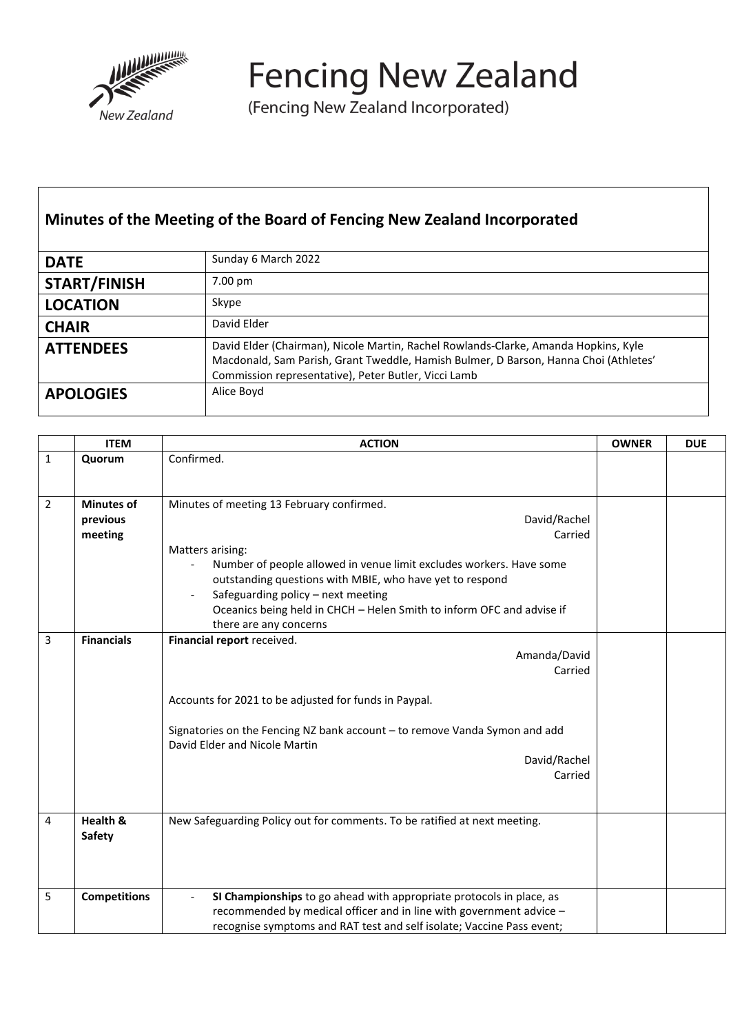# Fencing New Zealand

(Fencing New Zealand Incorporated)

## Minutes of the Meeting of the Board of Fencing New Zealand Incorporated

| | |
|---|---|
| **DATE** | Sunday 6 March 2022 |
| **START/FINISH** | 7.00 pm |
| **LOCATION** | Skype |
| **CHAIR** | David Elder |
| **ATTENDEES** | David Elder (Chairman), Nicole Martin, Rachel Rowlands-Clarke, Amanda Hopkins, Kyle Macdonald, Sam Parish, Grant Tweddle, Hamish Bulmer, D Barson, Hanna Choi (Athletes' Commission representative), Peter Butler, Vicci Lamb |
| **APOLOGIES** | Alice Boyd |

| | ITEM | ACTION | OWNER | DUE |
|---|---|---|---|---|
| 1 | **Quorum** | Confirmed. | | |
| 2 | **Minutes of previous meeting** | Minutes of meeting 13 February confirmed.<br>David/Rachel<br>Carried<br><br>Matters arising:<br>- Number of people allowed in venue limit excludes workers. Have some outstanding questions with MBIE, who have yet to respond<br>- Safeguarding policy – next meeting<br>Oceanics being held in CHCH – Helen Smith to inform OFC and advise if there are any concerns | | |
| 3 | **Financials** | **Financial report** received.<br>Amanda/David<br>Carried<br><br>Accounts for 2021 to be adjusted for funds in Paypal.<br><br>Signatories on the Fencing NZ bank account – to remove Vanda Symon and add David Elder and Nicole Martin<br>David/Rachel<br>Carried | | |
| 4 | **Health & Safety** | New Safeguarding Policy out for comments. To be ratified at next meeting. | | |
| 5 | **Competitions** | - **SI Championships** to go ahead with appropriate protocols in place, as recommended by medical officer and in line with government advice – recognise symptoms and RAT test and self isolate; Vaccine Pass event; | | |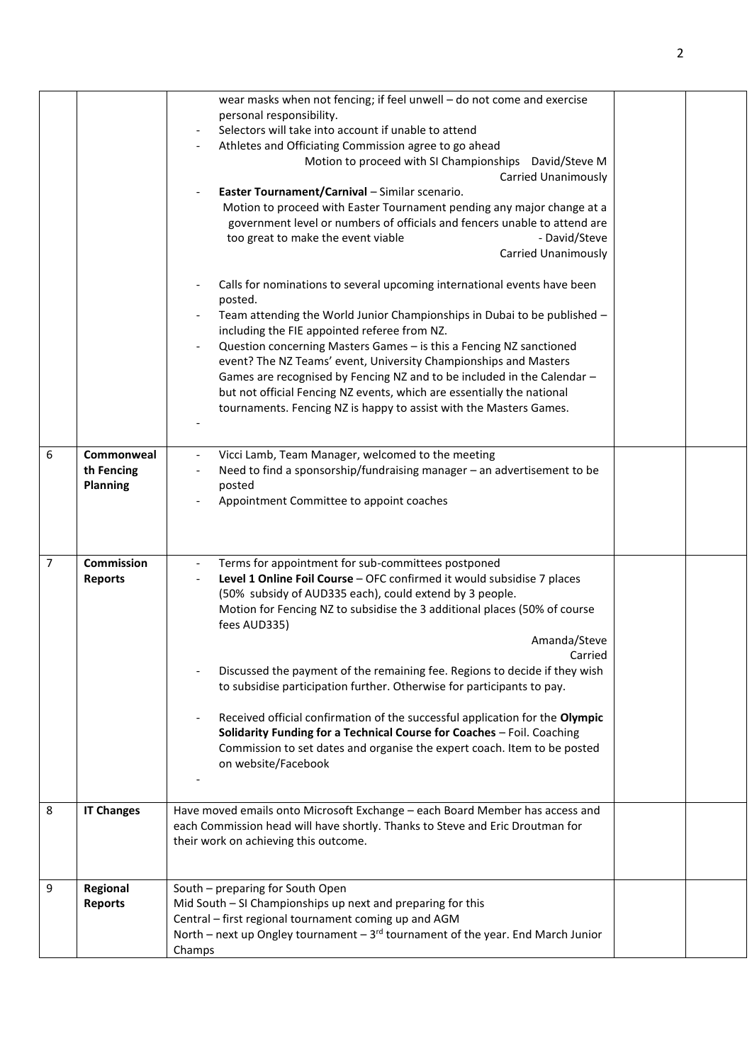| | | | | |
|---|---|---|---|---|
| | | wear masks when not fencing; if feel unwell – do not come and exercise personal responsibility.<br>- Selectors will take into account if unable to attend<br>- Athletes and Officiating Commission agree to go ahead<br>Motion to proceed with SI Championships David/Steve M<br>Carried Unanimously<br>- **Easter Tournament/Carnival** – Similar scenario.<br>Motion to proceed with Easter Tournament pending any major change at a government level or numbers of officials and fencers unable to attend are too great to make the event viable - David/Steve<br>Carried Unanimously<br><br>- Calls for nominations to several upcoming international events have been posted.<br>- Team attending the World Junior Championships in Dubai to be published – including the FIE appointed referee from NZ.<br>- Question concerning Masters Games – is this a Fencing NZ sanctioned event? The NZ Teams' event, University Championships and Masters Games are recognised by Fencing NZ and to be included in the Calendar – but not official Fencing NZ events, which are essentially the national tournaments. Fencing NZ is happy to assist with the Masters Games.<br>- | | |
| 6 | **Commonwealth Fencing Planning** | - Vicci Lamb, Team Manager, welcomed to the meeting<br>- Need to find a sponsorship/fundraising manager – an advertisement to be posted<br>- Appointment Committee to appoint coaches | | |
| 7 | **Commission Reports** | - Terms for appointment for sub-committees postponed<br>- **Level 1 Online Foil Course** – OFC confirmed it would subsidise 7 places (50% subsidy of AUD335 each), could extend by 3 people.<br>Motion for Fencing NZ to subsidise the 3 additional places (50% of course fees AUD335)<br>Amanda/Steve<br>Carried<br>- Discussed the payment of the remaining fee. Regions to decide if they wish to subsidise participation further. Otherwise for participants to pay.<br><br>- Received official confirmation of the successful application for the **Olympic Solidarity Funding for a Technical Course for Coaches** – Foil. Coaching Commission to set dates and organise the expert coach. Item to be posted on website/Facebook<br>- | | |
| 8 | **IT Changes** | Have moved emails onto Microsoft Exchange – each Board Member has access and each Commission head will have shortly. Thanks to Steve and Eric Droutman for their work on achieving this outcome. | | |
| 9 | **Regional Reports** | South – preparing for South Open<br>Mid South – SI Championships up next and preparing for this<br>Central – first regional tournament coming up and AGM<br>North – next up Ongley tournament – 3rd tournament of the year. End March Junior Champs | | |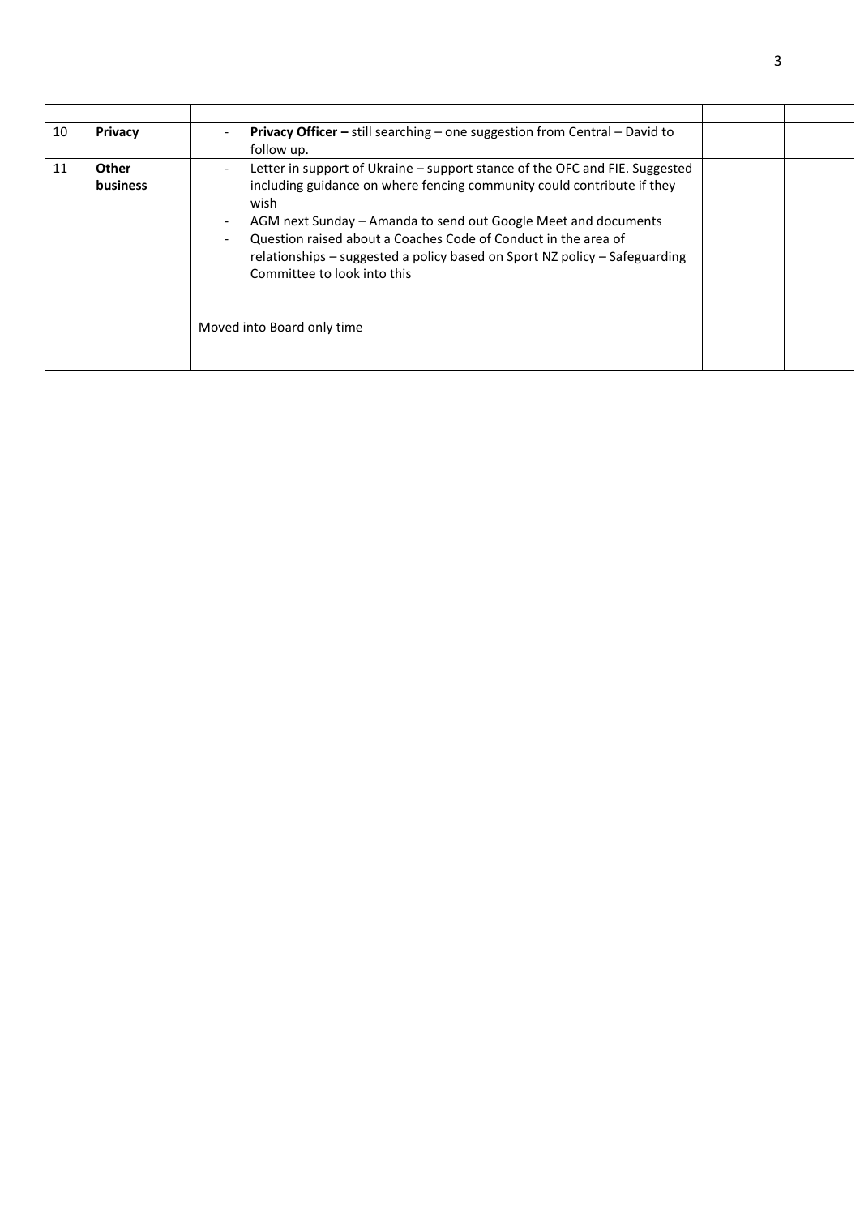| | | | | |
|---|---|---|---|---|
| 10 | **Privacy** | - **Privacy Officer –** still searching – one suggestion from Central – David to follow up. | | |
| 11 | **Other business** | - Letter in support of Ukraine – support stance of the OFC and FIE. Suggested including guidance on where fencing community could contribute if they wish<br>- AGM next Sunday – Amanda to send out Google Meet and documents<br>- Question raised about a Coaches Code of Conduct in the area of relationships – suggested a policy based on Sport NZ policy – Safeguarding Committee to look into this<br><br>Moved into Board only time | | |